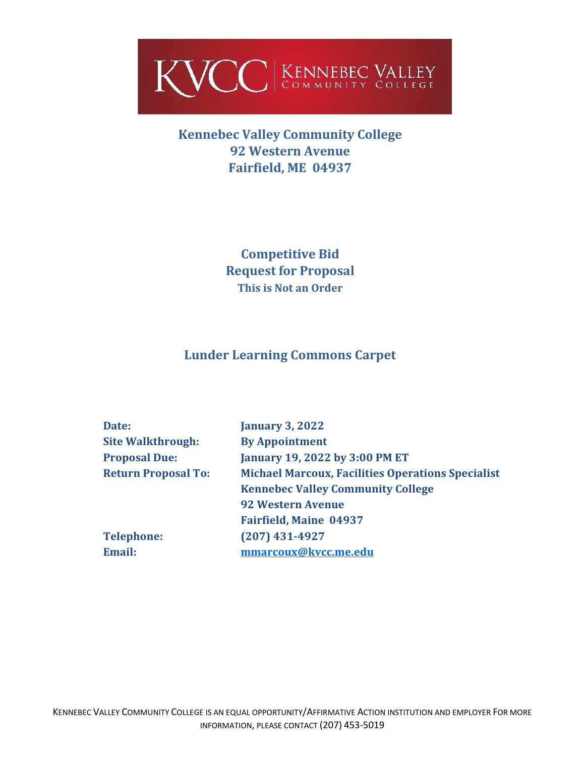KVCC | KENNEBEC VALLEY COMMUNITY COLLEGE

# Kennebec Valley Community College
## 92 Western Avenue
## Fairfield, ME 04937

## Competitive Bid
## Request for Proposal
### This is Not an Order

## Lunder Learning Commons Carpet

| | |
|---|---|
| **Date:** | **January 3, 2022** |
| **Site Walkthrough:** | **By Appointment** |
| **Proposal Due:** | **January 19, 2022 by 3:00 PM ET** |
| **Return Proposal To:** | **Michael Marcoux, Facilities Operations Specialist** |
| | **Kennebec Valley Community College** |
| | **92 Western Avenue** |
| | **Fairfield, Maine 04937** |
| **Telephone:** | **(207) 431-4927** |
| **Email:** | **mmarcoux@kvcc.me.edu** |

KENNEBEC VALLEY COMMUNITY COLLEGE IS AN EQUAL OPPORTUNITY/AFFIRMATIVE ACTION INSTITUTION AND EMPLOYER FOR MORE INFORMATION, PLEASE CONTACT (207) 453-5019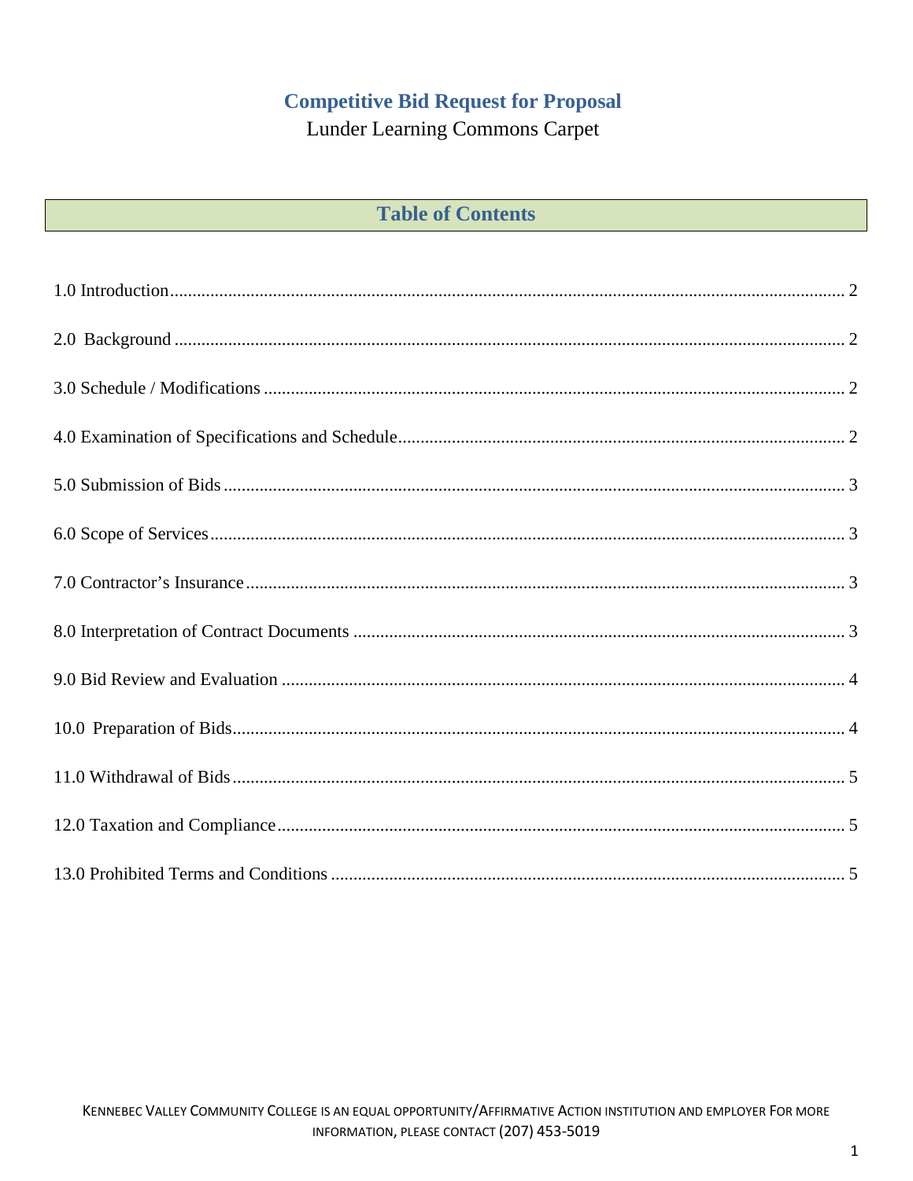# Competitive Bid Request for Proposal

Lunder Learning Commons Carpet

## Table of Contents

1.0 Introduction ........ 2

2.0 Background ........ 2

3.0 Schedule / Modifications ........ 2

4.0 Examination of Specifications and Schedule ........ 2

5.0 Submission of Bids ........ 3

6.0 Scope of Services ........ 3

7.0 Contractor's Insurance ........ 3

8.0 Interpretation of Contract Documents ........ 3

9.0 Bid Review and Evaluation ........ 4

10.0 Preparation of Bids ........ 4

11.0 Withdrawal of Bids ........ 5

12.0 Taxation and Compliance ........ 5

13.0 Prohibited Terms and Conditions ........ 5

KENNEBEC VALLEY COMMUNITY COLLEGE IS AN EQUAL OPPORTUNITY/AFFIRMATIVE ACTION INSTITUTION AND EMPLOYER FOR MORE INFORMATION, PLEASE CONTACT (207) 453-5019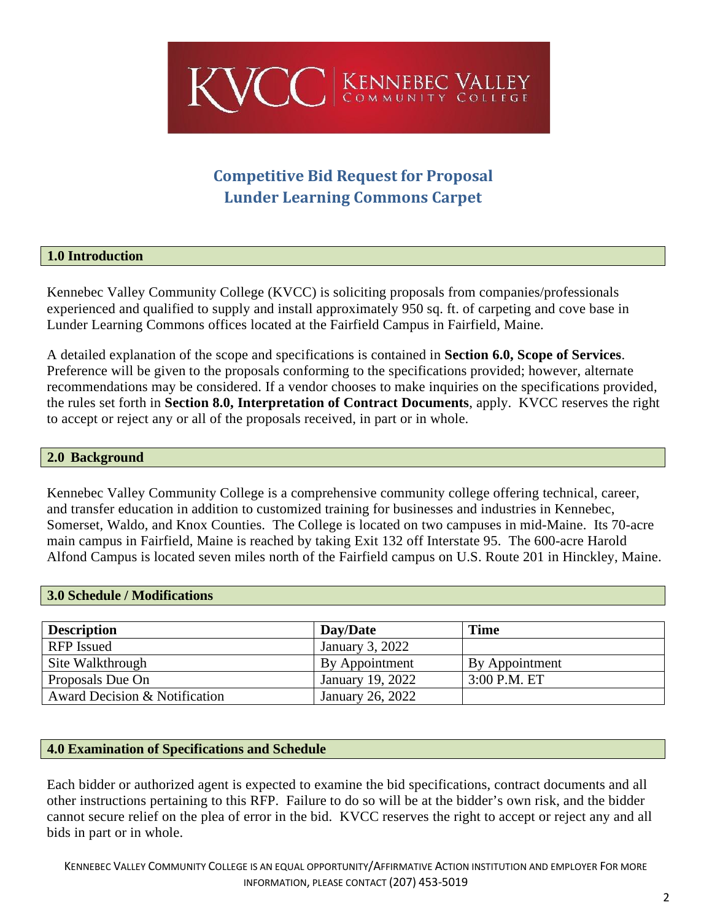KVCC | KENNEBEC VALLEY COMMUNITY COLLEGE

# Competitive Bid Request for Proposal
# Lunder Learning Commons Carpet

## 1.0 Introduction

Kennebec Valley Community College (KVCC) is soliciting proposals from companies/professionals experienced and qualified to supply and install approximately 950 sq. ft. of carpeting and cove base in Lunder Learning Commons offices located at the Fairfield Campus in Fairfield, Maine.

A detailed explanation of the scope and specifications is contained in **Section 6.0, Scope of Services**. Preference will be given to the proposals conforming to the specifications provided; however, alternate recommendations may be considered. If a vendor chooses to make inquiries on the specifications provided, the rules set forth in **Section 8.0, Interpretation of Contract Documents**, apply. KVCC reserves the right to accept or reject any or all of the proposals received, in part or in whole.

## 2.0 Background

Kennebec Valley Community College is a comprehensive community college offering technical, career, and transfer education in addition to customized training for businesses and industries in Kennebec, Somerset, Waldo, and Knox Counties. The College is located on two campuses in mid-Maine. Its 70-acre main campus in Fairfield, Maine is reached by taking Exit 132 off Interstate 95. The 600-acre Harold Alfond Campus is located seven miles north of the Fairfield campus on U.S. Route 201 in Hinckley, Maine.

## 3.0 Schedule / Modifications

| Description | Day/Date | Time |
|---|---|---|
| RFP Issued | January 3, 2022 | |
| Site Walkthrough | By Appointment | By Appointment |
| Proposals Due On | January 19, 2022 | 3:00 P.M. ET |
| Award Decision & Notification | January 26, 2022 | |

## 4.0 Examination of Specifications and Schedule

Each bidder or authorized agent is expected to examine the bid specifications, contract documents and all other instructions pertaining to this RFP. Failure to do so will be at the bidder's own risk, and the bidder cannot secure relief on the plea of error in the bid. KVCC reserves the right to accept or reject any and all bids in part or in whole.

KENNEBEC VALLEY COMMUNITY COLLEGE IS AN EQUAL OPPORTUNITY/AFFIRMATIVE ACTION INSTITUTION AND EMPLOYER FOR MORE INFORMATION, PLEASE CONTACT (207) 453-5019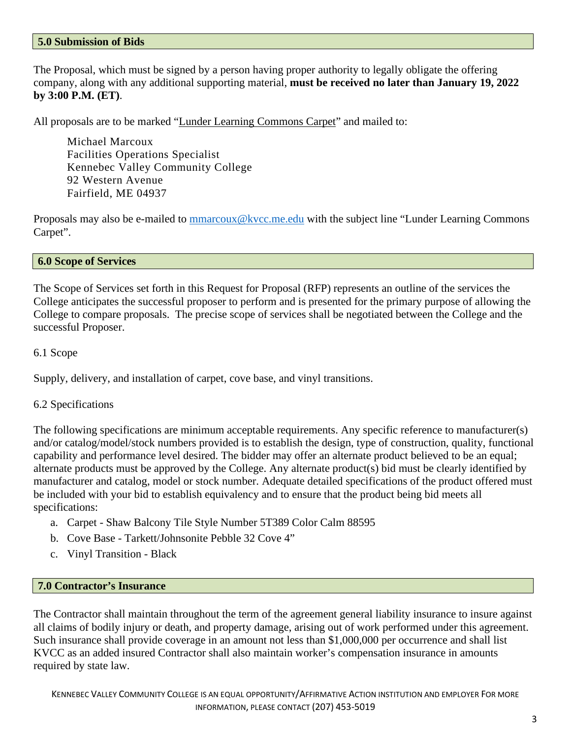## 5.0 Submission of Bids

The Proposal, which must be signed by a person having proper authority to legally obligate the offering company, along with any additional supporting material, **must be received no later than January 19, 2022 by 3:00 P.M. (ET)**.

All proposals are to be marked "Lunder Learning Commons Carpet" and mailed to:

Michael Marcoux
Facilities Operations Specialist
Kennebec Valley Community College
92 Western Avenue
Fairfield, ME 04937

Proposals may also be e-mailed to mmarcoux@kvcc.me.edu with the subject line "Lunder Learning Commons Carpet".

## 6.0 Scope of Services

The Scope of Services set forth in this Request for Proposal (RFP) represents an outline of the services the College anticipates the successful proposer to perform and is presented for the primary purpose of allowing the College to compare proposals. The precise scope of services shall be negotiated between the College and the successful Proposer.

6.1 Scope

Supply, delivery, and installation of carpet, cove base, and vinyl transitions.

6.2 Specifications

The following specifications are minimum acceptable requirements. Any specific reference to manufacturer(s) and/or catalog/model/stock numbers provided is to establish the design, type of construction, quality, functional capability and performance level desired. The bidder may offer an alternate product believed to be an equal; alternate products must be approved by the College. Any alternate product(s) bid must be clearly identified by manufacturer and catalog, model or stock number. Adequate detailed specifications of the product offered must be included with your bid to establish equivalency and to ensure that the product being bid meets all specifications:

a. Carpet - Shaw Balcony Tile Style Number 5T389 Color Calm 88595
b. Cove Base - Tarkett/Johnsonite Pebble 32 Cove 4"
c. Vinyl Transition - Black

## 7.0 Contractor's Insurance

The Contractor shall maintain throughout the term of the agreement general liability insurance to insure against all claims of bodily injury or death, and property damage, arising out of work performed under this agreement. Such insurance shall provide coverage in an amount not less than $1,000,000 per occurrence and shall list KVCC as an added insured Contractor shall also maintain worker's compensation insurance in amounts required by state law.

KENNEBEC VALLEY COMMUNITY COLLEGE IS AN EQUAL OPPORTUNITY/AFFIRMATIVE ACTION INSTITUTION AND EMPLOYER FOR MORE INFORMATION, PLEASE CONTACT (207) 453-5019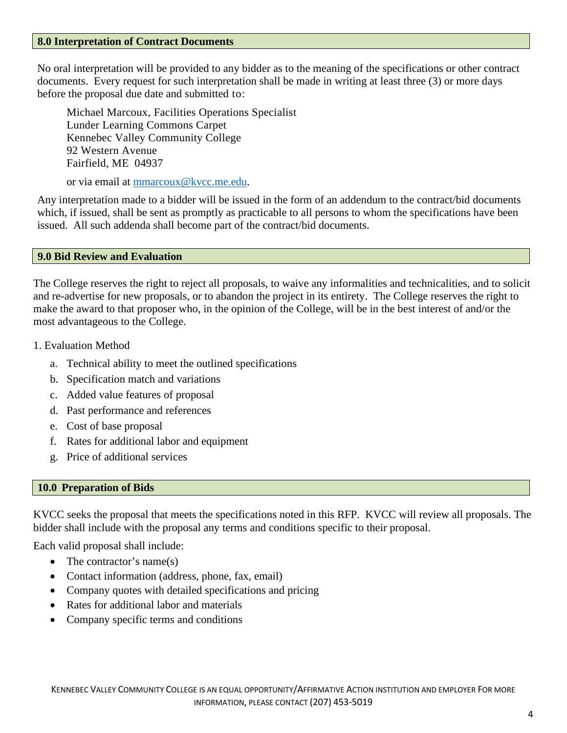## 8.0 Interpretation of Contract Documents

No oral interpretation will be provided to any bidder as to the meaning of the specifications or other contract documents. Every request for such interpretation shall be made in writing at least three (3) or more days before the proposal due date and submitted to:

Michael Marcoux, Facilities Operations Specialist
Lunder Learning Commons Carpet
Kennebec Valley Community College
92 Western Avenue
Fairfield, ME 04937

or via email at mmarcoux@kvcc.me.edu.

Any interpretation made to a bidder will be issued in the form of an addendum to the contract/bid documents which, if issued, shall be sent as promptly as practicable to all persons to whom the specifications have been issued. All such addenda shall become part of the contract/bid documents.

## 9.0 Bid Review and Evaluation

The College reserves the right to reject all proposals, to waive any informalities and technicalities, and to solicit and re-advertise for new proposals, or to abandon the project in its entirety. The College reserves the right to make the award to that proposer who, in the opinion of the College, will be in the best interest of and/or the most advantageous to the College.

1. Evaluation Method
   a. Technical ability to meet the outlined specifications
   b. Specification match and variations
   c. Added value features of proposal
   d. Past performance and references
   e. Cost of base proposal
   f. Rates for additional labor and equipment
   g. Price of additional services

## 10.0 Preparation of Bids

KVCC seeks the proposal that meets the specifications noted in this RFP. KVCC will review all proposals. The bidder shall include with the proposal any terms and conditions specific to their proposal.

Each valid proposal shall include:

- The contractor's name(s)
- Contact information (address, phone, fax, email)
- Company quotes with detailed specifications and pricing
- Rates for additional labor and materials
- Company specific terms and conditions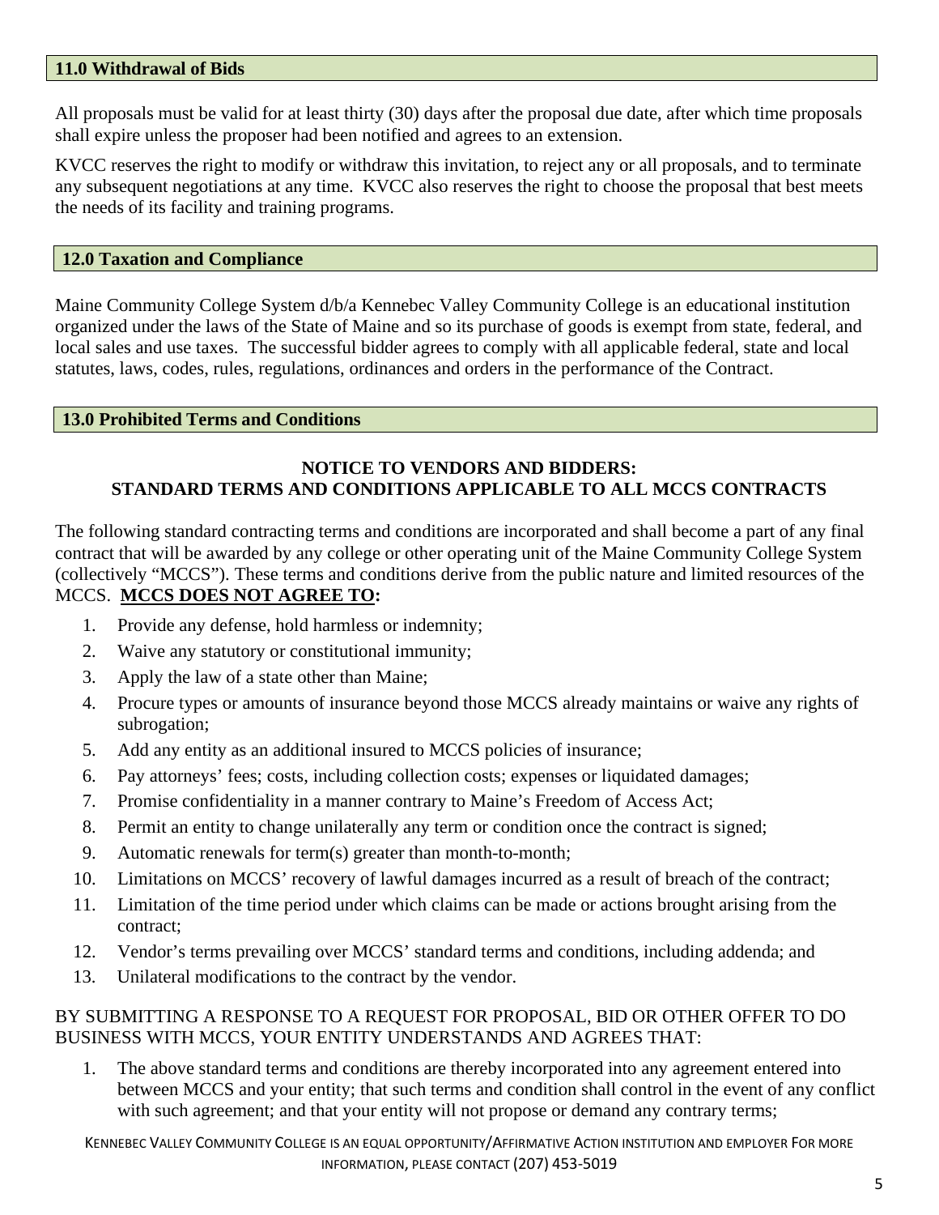## 11.0 Withdrawal of Bids

All proposals must be valid for at least thirty (30) days after the proposal due date, after which time proposals shall expire unless the proposer had been notified and agrees to an extension.

KVCC reserves the right to modify or withdraw this invitation, to reject any or all proposals, and to terminate any subsequent negotiations at any time. KVCC also reserves the right to choose the proposal that best meets the needs of its facility and training programs.

## 12.0 Taxation and Compliance

Maine Community College System d/b/a Kennebec Valley Community College is an educational institution organized under the laws of the State of Maine and so its purchase of goods is exempt from state, federal, and local sales and use taxes. The successful bidder agrees to comply with all applicable federal, state and local statutes, laws, codes, rules, regulations, ordinances and orders in the performance of the Contract.

## 13.0 Prohibited Terms and Conditions

**NOTICE TO VENDORS AND BIDDERS:**
**STANDARD TERMS AND CONDITIONS APPLICABLE TO ALL MCCS CONTRACTS**

The following standard contracting terms and conditions are incorporated and shall become a part of any final contract that will be awarded by any college or other operating unit of the Maine Community College System (collectively "MCCS"). These terms and conditions derive from the public nature and limited resources of the MCCS. **MCCS DOES NOT AGREE TO:**

1. Provide any defense, hold harmless or indemnity;
2. Waive any statutory or constitutional immunity;
3. Apply the law of a state other than Maine;
4. Procure types or amounts of insurance beyond those MCCS already maintains or waive any rights of subrogation;
5. Add any entity as an additional insured to MCCS policies of insurance;
6. Pay attorneys' fees; costs, including collection costs; expenses or liquidated damages;
7. Promise confidentiality in a manner contrary to Maine's Freedom of Access Act;
8. Permit an entity to change unilaterally any term or condition once the contract is signed;
9. Automatic renewals for term(s) greater than month-to-month;
10. Limitations on MCCS' recovery of lawful damages incurred as a result of breach of the contract;
11. Limitation of the time period under which claims can be made or actions brought arising from the contract;
12. Vendor's terms prevailing over MCCS' standard terms and conditions, including addenda; and
13. Unilateral modifications to the contract by the vendor.

BY SUBMITTING A RESPONSE TO A REQUEST FOR PROPOSAL, BID OR OTHER OFFER TO DO BUSINESS WITH MCCS, YOUR ENTITY UNDERSTANDS AND AGREES THAT:

1. The above standard terms and conditions are thereby incorporated into any agreement entered into between MCCS and your entity; that such terms and condition shall control in the event of any conflict with such agreement; and that your entity will not propose or demand any contrary terms;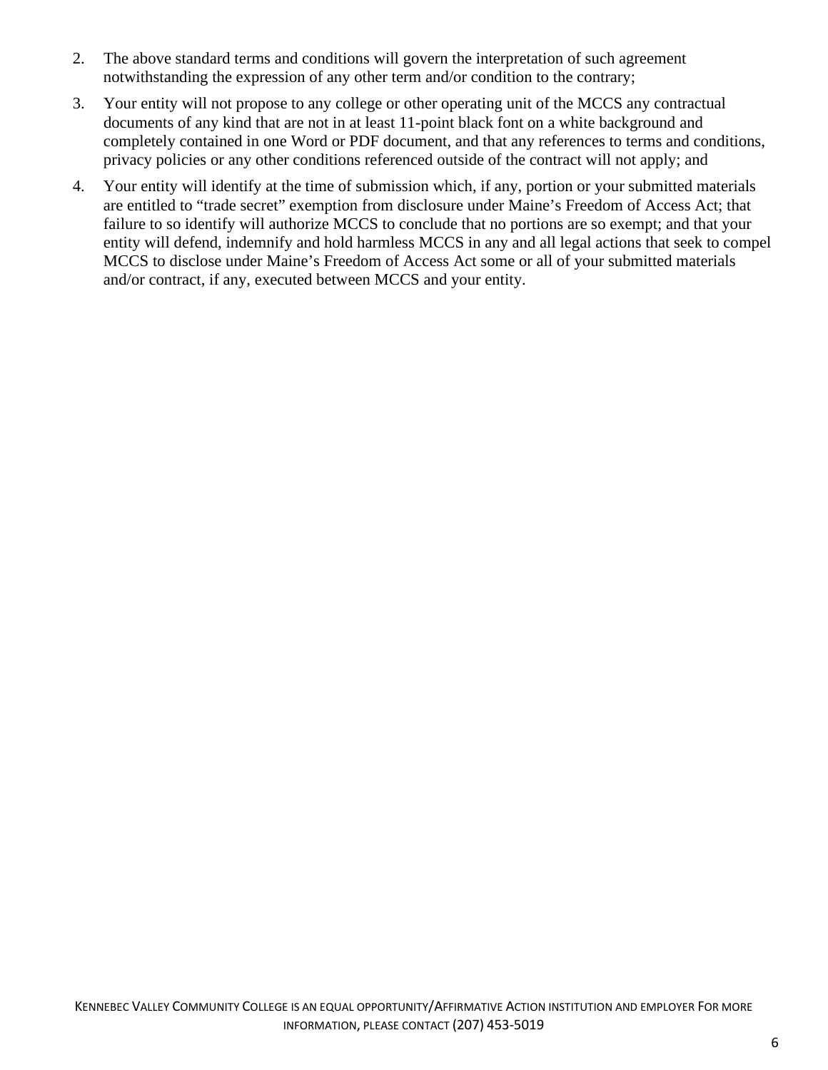2. The above standard terms and conditions will govern the interpretation of such agreement notwithstanding the expression of any other term and/or condition to the contrary;
3. Your entity will not propose to any college or other operating unit of the MCCS any contractual documents of any kind that are not in at least 11-point black font on a white background and completely contained in one Word or PDF document, and that any references to terms and conditions, privacy policies or any other conditions referenced outside of the contract will not apply; and
4. Your entity will identify at the time of submission which, if any, portion or your submitted materials are entitled to "trade secret" exemption from disclosure under Maine's Freedom of Access Act; that failure to so identify will authorize MCCS to conclude that no portions are so exempt; and that your entity will defend, indemnify and hold harmless MCCS in any and all legal actions that seek to compel MCCS to disclose under Maine's Freedom of Access Act some or all of your submitted materials and/or contract, if any, executed between MCCS and your entity.